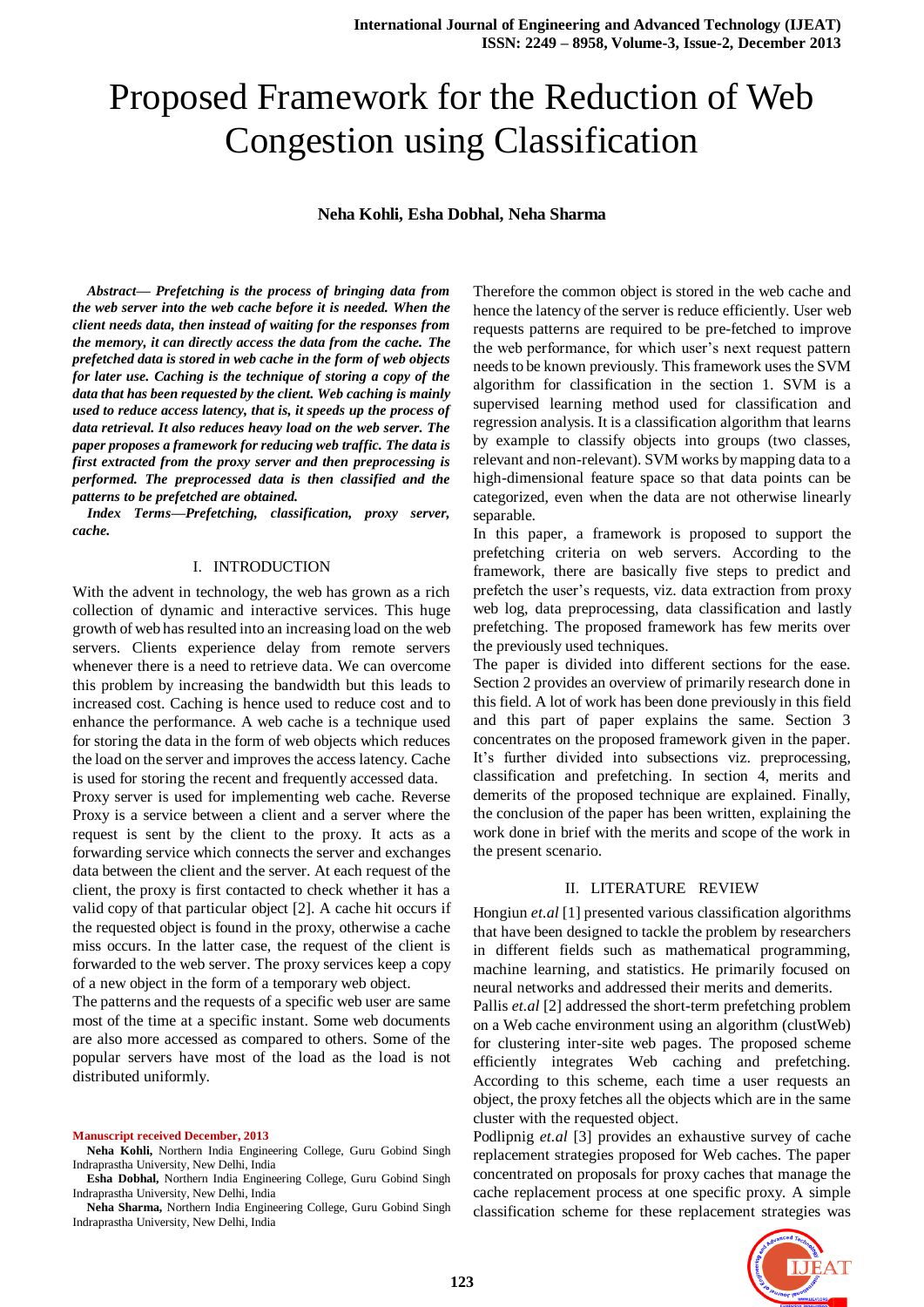# Proposed Framework for the Reduction of Web Congestion using Classification

**Neha Kohli, Esha Dobhal, Neha Sharma**

***Abstract— Prefetching is the process of bringing data from the web server into the web cache before it is needed. When the client needs data, then instead of waiting for the responses from the memory, it can directly access the data from the cache. The prefetched data is stored in web cache in the form of web objects for later use. Caching is the technique of storing a copy of the data that has been requested by the client. Web caching is mainly used to reduce access latency, that is, it speeds up the process of data retrieval. It also reduces heavy load on the web server. The paper proposes a framework for reducing web traffic. The data is first extracted from the proxy server and then preprocessing is performed. The preprocessed data is then classified and the patterns to be prefetched are obtained.***

***Index Terms—Prefetching, classification, proxy server, cache.***

## I. INTRODUCTION

With the advent in technology, the web has grown as a rich collection of dynamic and interactive services. This huge growth of web has resulted into an increasing load on the web servers. Clients experience delay from remote servers whenever there is a need to retrieve data. We can overcome this problem by increasing the bandwidth but this leads to increased cost. Caching is hence used to reduce cost and to enhance the performance. A web cache is a technique used for storing the data in the form of web objects which reduces the load on the server and improves the access latency. Cache is used for storing the recent and frequently accessed data.

Proxy server is used for implementing web cache. Reverse Proxy is a service between a client and a server where the request is sent by the client to the proxy. It acts as a forwarding service which connects the server and exchanges data between the client and the server. At each request of the client, the proxy is first contacted to check whether it has a valid copy of that particular object [2]. A cache hit occurs if the requested object is found in the proxy, otherwise a cache miss occurs. In the latter case, the request of the client is forwarded to the web server. The proxy services keep a copy of a new object in the form of a temporary web object.

The patterns and the requests of a specific web user are same most of the time at a specific instant. Some web documents are also more accessed as compared to others. Some of the popular servers have most of the load as the load is not distributed uniformly.

Therefore the common object is stored in the web cache and hence the latency of the server is reduce efficiently. User web requests patterns are required to be pre-fetched to improve the web performance, for which user's next request pattern needs to be known previously. This framework uses the SVM algorithm for classification in the section 1. SVM is a supervised learning method used for classification and regression analysis. It is a classification algorithm that learns by example to classify objects into groups (two classes, relevant and non-relevant). SVM works by mapping data to a high-dimensional feature space so that data points can be categorized, even when the data are not otherwise linearly separable.

In this paper, a framework is proposed to support the prefetching criteria on web servers. According to the framework, there are basically five steps to predict and prefetch the user's requests, viz. data extraction from proxy web log, data preprocessing, data classification and lastly prefetching. The proposed framework has few merits over the previously used techniques.

The paper is divided into different sections for the ease. Section 2 provides an overview of primarily research done in this field. A lot of work has been done previously in this field and this part of paper explains the same. Section 3 concentrates on the proposed framework given in the paper. It's further divided into subsections viz. preprocessing, classification and prefetching. In section 4, merits and demerits of the proposed technique are explained. Finally, the conclusion of the paper has been written, explaining the work done in brief with the merits and scope of the work in the present scenario.

## II. LITERATURE REVIEW

Hongiun *et.al* [1] presented various classification algorithms that have been designed to tackle the problem by researchers in different fields such as mathematical programming, machine learning, and statistics. He primarily focused on neural networks and addressed their merits and demerits.

Pallis *et.al* [2] addressed the short-term prefetching problem on a Web cache environment using an algorithm (clustWeb) for clustering inter-site web pages. The proposed scheme efficiently integrates Web caching and prefetching. According to this scheme, each time a user requests an object, the proxy fetches all the objects which are in the same cluster with the requested object.

Podlipnig *et.al* [3] provides an exhaustive survey of cache replacement strategies proposed for Web caches. The paper concentrated on proposals for proxy caches that manage the cache replacement process at one specific proxy. A simple classification scheme for these replacement strategies was

**Manuscript received December, 2013**

**Neha Kohli,** Northern India Engineering College, Guru Gobind Singh Indraprastha University, New Delhi, India

**Esha Dobhal,** Northern India Engineering College, Guru Gobind Singh Indraprastha University, New Delhi, India

**Neha Sharma,** Northern India Engineering College, Guru Gobind Singh Indraprastha University, New Delhi, India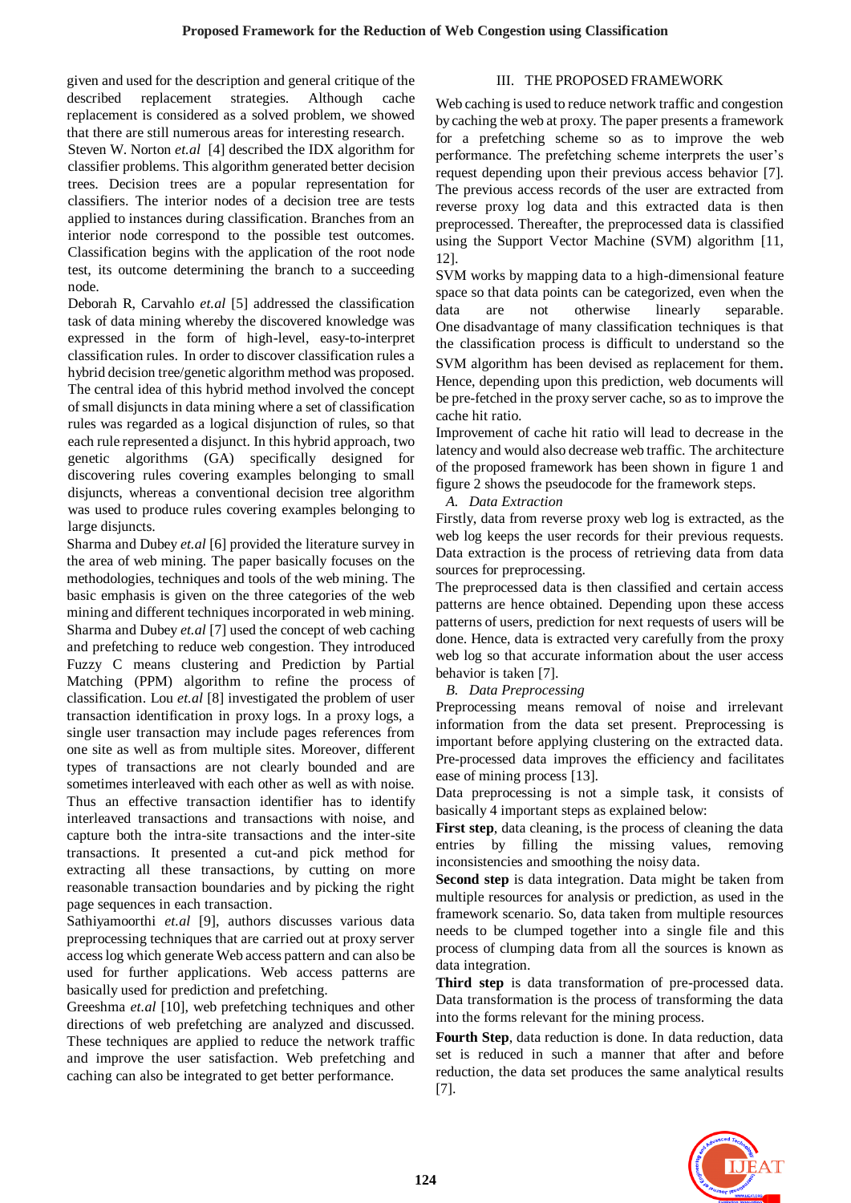given and used for the description and general critique of the described replacement strategies. Although cache replacement is considered as a solved problem, we showed that there are still numerous areas for interesting research.

Steven W. Norton *et.al* [4] described the IDX algorithm for classifier problems. This algorithm generated better decision trees. Decision trees are a popular representation for classifiers. The interior nodes of a decision tree are tests applied to instances during classification. Branches from an interior node correspond to the possible test outcomes. Classification begins with the application of the root node test, its outcome determining the branch to a succeeding node.

Deborah R, Carvahlo *et.al* [5] addressed the classification task of data mining whereby the discovered knowledge was expressed in the form of high-level, easy-to-interpret classification rules. In order to discover classification rules a hybrid decision tree/genetic algorithm method was proposed. The central idea of this hybrid method involved the concept of small disjuncts in data mining where a set of classification rules was regarded as a logical disjunction of rules, so that each rule represented a disjunct. In this hybrid approach, two genetic algorithms (GA) specifically designed for discovering rules covering examples belonging to small disjuncts, whereas a conventional decision tree algorithm was used to produce rules covering examples belonging to large disjuncts.

Sharma and Dubey *et.al* [6] provided the literature survey in the area of web mining. The paper basically focuses on the methodologies, techniques and tools of the web mining. The basic emphasis is given on the three categories of the web mining and different techniques incorporated in web mining.

Sharma and Dubey *et.al* [7] used the concept of web caching and prefetching to reduce web congestion. They introduced Fuzzy C means clustering and Prediction by Partial Matching (PPM) algorithm to refine the process of classification. Lou *et.al* [8] investigated the problem of user transaction identification in proxy logs. In a proxy logs, a single user transaction may include pages references from one site as well as from multiple sites. Moreover, different types of transactions are not clearly bounded and are sometimes interleaved with each other as well as with noise. Thus an effective transaction identifier has to identify interleaved transactions and transactions with noise, and capture both the intra-site and the inter-site transactions. It presented a cut-and pick method for extracting all these transactions, by cutting on more reasonable transaction boundaries and by picking the right page sequences in each transaction.

Sathiyamoorthi *et.al* [9], authors discusses various data preprocessing techniques that are carried out at proxy server access log which generate Web access pattern and can also be used for further applications. Web access patterns are basically used for prediction and prefetching.

Greeshma *et.al* [10], web prefetching techniques and other directions of web prefetching are analyzed and discussed. These techniques are applied to reduce the network traffic and improve the user satisfaction. Web prefetching and caching can also be integrated to get better performance.

## III. THE PROPOSED FRAMEWORK

Web caching is used to reduce network traffic and congestion by caching the web at proxy. The paper presents a framework for a prefetching scheme so as to improve the web performance. The prefetching scheme interprets the user's request depending upon their previous access behavior [7]. The previous access records of the user are extracted from reverse proxy log data and this extracted data is then preprocessed. Thereafter, the preprocessed data is classified using the Support Vector Machine (SVM) algorithm [11, 12].

SVM works by mapping data to a high-dimensional feature space so that data points can be categorized, even when the data are not otherwise linearly separable. One disadvantage of many classification techniques is that the classification process is difficult to understand so the SVM algorithm has been devised as replacement for them. Hence, depending upon this prediction, web documents will be pre-fetched in the proxy server cache, so as to improve the cache hit ratio.

Improvement of cache hit ratio will lead to decrease in the latency and would also decrease web traffic. The architecture of the proposed framework has been shown in figure 1 and figure 2 shows the pseudocode for the framework steps.

### A. Data Extraction

Firstly, data from reverse proxy web log is extracted, as the web log keeps the user records for their previous requests. Data extraction is the process of retrieving data from data sources for preprocessing.

The preprocessed data is then classified and certain access patterns are hence obtained. Depending upon these access patterns of users, prediction for next requests of users will be done. Hence, data is extracted very carefully from the proxy web log so that accurate information about the user access behavior is taken [7].

### B. Data Preprocessing

Preprocessing means removal of noise and irrelevant information from the data set present. Preprocessing is important before applying clustering on the extracted data. Pre-processed data improves the efficiency and facilitates ease of mining process [13].

Data preprocessing is not a simple task, it consists of basically 4 important steps as explained below:

**First step**, data cleaning, is the process of cleaning the data entries by filling the missing values, removing inconsistencies and smoothing the noisy data.

**Second step** is data integration. Data might be taken from multiple resources for analysis or prediction, as used in the framework scenario. So, data taken from multiple resources needs to be clumped together into a single file and this process of clumping data from all the sources is known as data integration.

**Third step** is data transformation of pre-processed data. Data transformation is the process of transforming the data into the forms relevant for the mining process.

**Fourth Step**, data reduction is done. In data reduction, data set is reduced in such a manner that after and before reduction, the data set produces the same analytical results [7].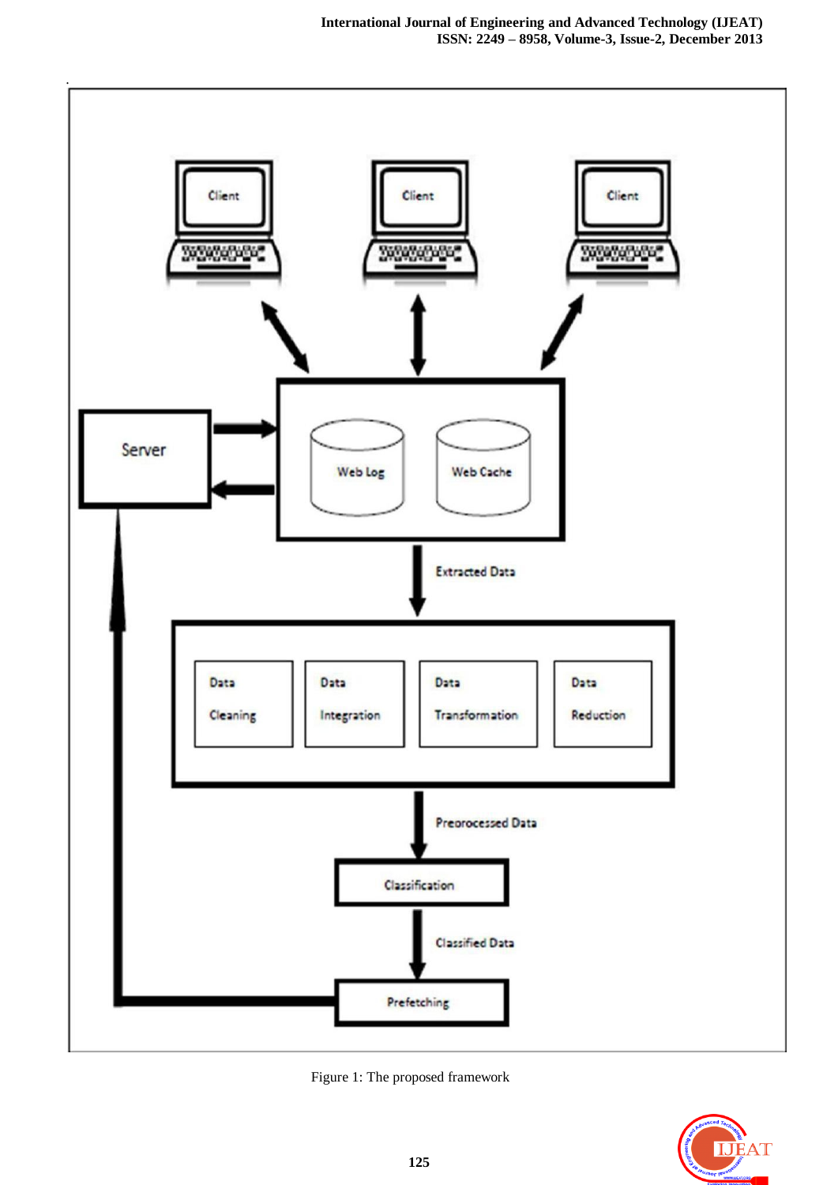Figure 1: The proposed framework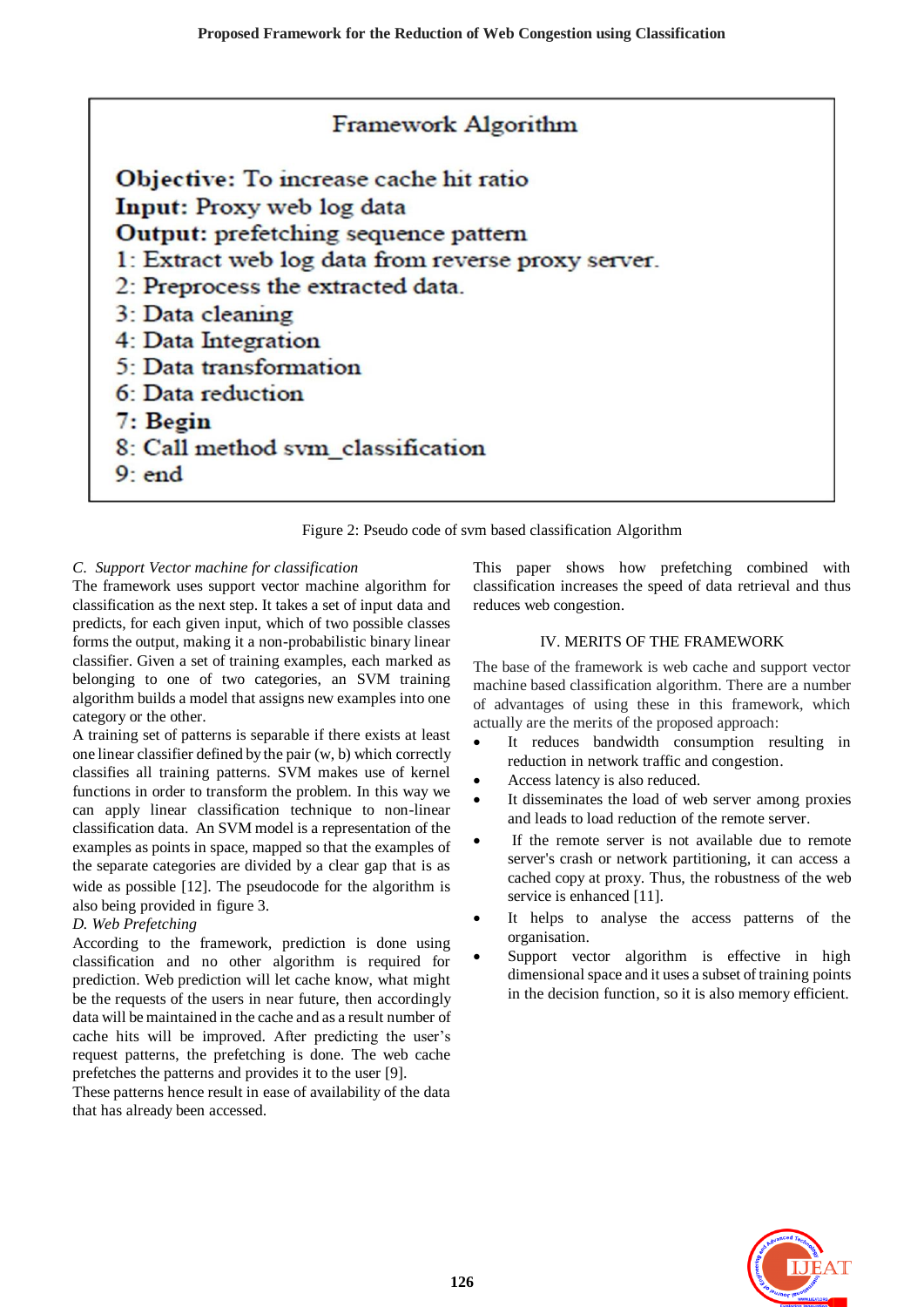**Framework Algorithm**

**Objective:** To increase cache hit ratio
**Input:** Proxy web log data
**Output:** prefetching sequence pattern
1: Extract web log data from reverse proxy server.
2: Preprocess the extracted data.
3: Data cleaning
4: Data Integration
5: Data transformation
6: Data reduction
7: **Begin**
8: Call method svm_classification
9: end

Figure 2: Pseudo code of svm based classification Algorithm

### *C. Support Vector machine for classification*

The framework uses support vector machine algorithm for classification as the next step. It takes a set of input data and predicts, for each given input, which of two possible classes forms the output, making it a non-probabilistic binary linear classifier. Given a set of training examples, each marked as belonging to one of two categories, an SVM training algorithm builds a model that assigns new examples into one category or the other.

A training set of patterns is separable if there exists at least one linear classifier defined by the pair (w, b) which correctly classifies all training patterns. SVM makes use of kernel functions in order to transform the problem. In this way we can apply linear classification technique to non-linear classification data. An SVM model is a representation of the examples as points in space, mapped so that the examples of the separate categories are divided by a clear gap that is as wide as possible [12]. The pseudocode for the algorithm is also being provided in figure 3.

### *D. Web Prefetching*

According to the framework, prediction is done using classification and no other algorithm is required for prediction. Web prediction will let cache know, what might be the requests of the users in near future, then accordingly data will be maintained in the cache and as a result number of cache hits will be improved. After predicting the user's request patterns, the prefetching is done. The web cache prefetches the patterns and provides it to the user [9].

These patterns hence result in ease of availability of the data that has already been accessed.

This paper shows how prefetching combined with classification increases the speed of data retrieval and thus reduces web congestion.

## IV. MERITS OF THE FRAMEWORK

The base of the framework is web cache and support vector machine based classification algorithm. There are a number of advantages of using these in this framework, which actually are the merits of the proposed approach:

- It reduces bandwidth consumption resulting in reduction in network traffic and congestion.
- Access latency is also reduced.
- It disseminates the load of web server among proxies and leads to load reduction of the remote server.
- If the remote server is not available due to remote server's crash or network partitioning, it can access a cached copy at proxy. Thus, the robustness of the web service is enhanced [11].
- It helps to analyse the access patterns of the organisation.
- Support vector algorithm is effective in high dimensional space and it uses a subset of training points in the decision function, so it is also memory efficient.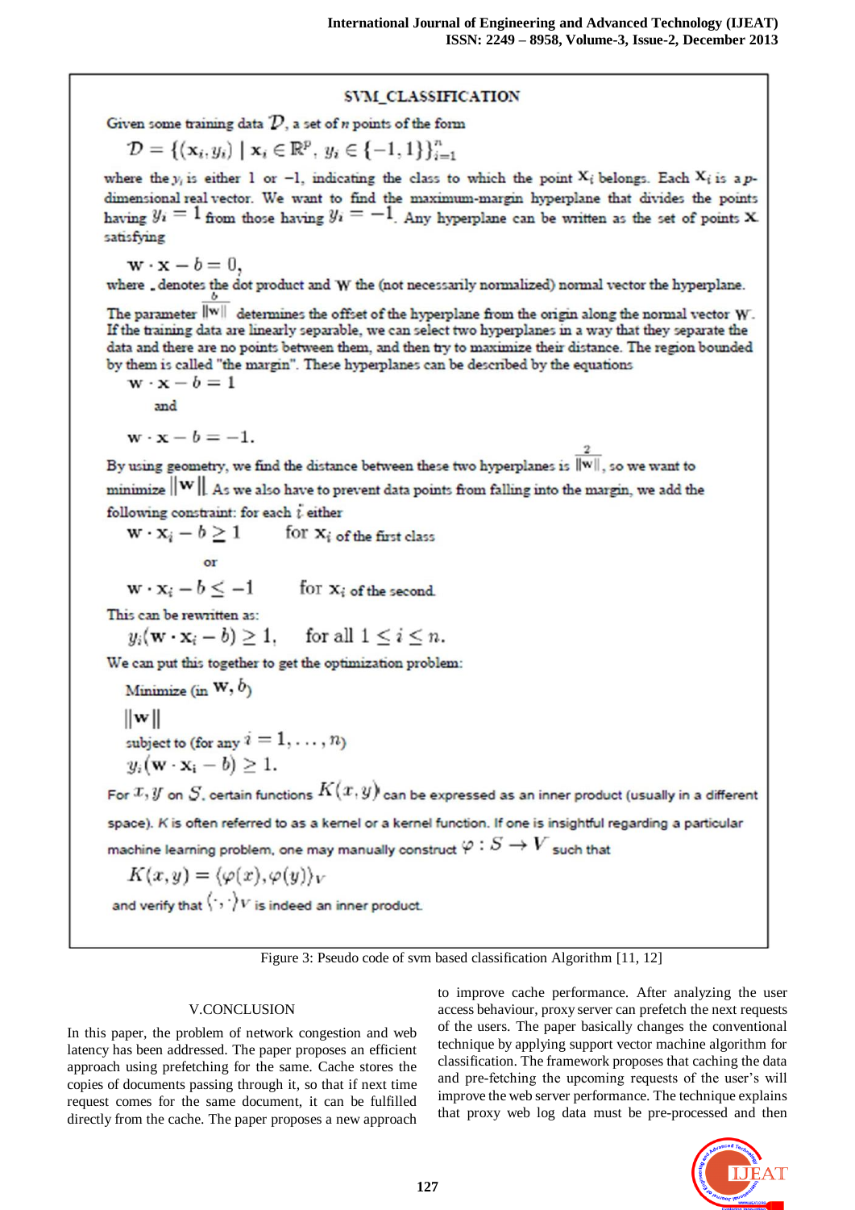**SVM_CLASSIFICATION**

Given some training data $\mathcal{D}$, a set of $n$ points of the form

$$\mathcal{D} = \{(\mathbf{x}_i, y_i) \mid \mathbf{x}_i \in \mathbb{R}^p,\ y_i \in \{-1, 1\}\}_{i=1}^{n}$$

where the $y_i$ is either 1 or −1, indicating the class to which the point $\mathbf{x}_i$ belongs. Each $\mathbf{x}_i$ is a $p$-dimensional real vector. We want to find the maximum-margin hyperplane that divides the points having $y_i = 1$ from those having $y_i = -1$. Any hyperplane can be written as the set of points $\mathbf{x}$ satisfying

$$\mathbf{w} \cdot \mathbf{x} - b = 0,$$

where . denotes the dot product and $\mathbf{W}$ the (not necessarily normalized) normal vector the hyperplane.

The parameter $\frac{b}{\|\mathbf{w}\|}$ determines the offset of the hyperplane from the origin along the normal vector $\mathbf{W}$. If the training data are linearly separable, we can select two hyperplanes in a way that they separate the data and there are no points between them, and then try to maximize their distance. The region bounded by them is called "the margin". These hyperplanes can be described by the equations

$$\mathbf{w} \cdot \mathbf{x} - b = 1$$

and

$$\mathbf{w} \cdot \mathbf{x} - b = -1.$$

By using geometry, we find the distance between these two hyperplanes is $\frac{2}{\|\mathbf{w}\|}$, so we want to minimize $\|\mathbf{w}\|$. As we also have to prevent data points from falling into the margin, we add the following constraint: for each $i$ either

$$\mathbf{w} \cdot \mathbf{x}_i - b \geq 1 \qquad \text{for } \mathbf{x}_i \text{ of the first class}$$

or

$$\mathbf{w} \cdot \mathbf{x}_i - b \leq -1 \qquad \text{for } \mathbf{x}_i \text{ of the second.}$$

This can be rewritten as:

$$y_i(\mathbf{w} \cdot \mathbf{x}_i - b) \geq 1, \quad \text{for all } 1 \leq i \leq n.$$

We can put this together to get the optimization problem:

Minimize (in $\mathbf{w}, b$)

$$\|\mathbf{w}\|$$

subject to (for any $i = 1, \ldots, n$)

$$y_i(\mathbf{w} \cdot \mathbf{x}_i - b) \geq 1.$$

For $x, y$ on $S$, certain functions $K(x, y)$ can be expressed as an inner product (usually in a different space). $K$ is often referred to as a kernel or a kernel function. If one is insightful regarding a particular machine learning problem, one may manually construct $\varphi : S \to V$ such that

$$K(x, y) = \langle \varphi(x), \varphi(y) \rangle_V$$

and verify that $\langle \cdot, \cdot \rangle_V$ is indeed an inner product.

Figure 3: Pseudo code of svm based classification Algorithm [11, 12]

## V.CONCLUSION

In this paper, the problem of network congestion and web latency has been addressed. The paper proposes an efficient approach using prefetching for the same. Cache stores the copies of documents passing through it, so that if next time request comes for the same document, it can be fulfilled directly from the cache. The paper proposes a new approach to improve cache performance. After analyzing the user access behaviour, proxy server can prefetch the next requests of the users. The paper basically changes the conventional technique by applying support vector machine algorithm for classification. The framework proposes that caching the data and pre-fetching the upcoming requests of the user's will improve the web server performance. The technique explains that proxy web log data must be pre-processed and then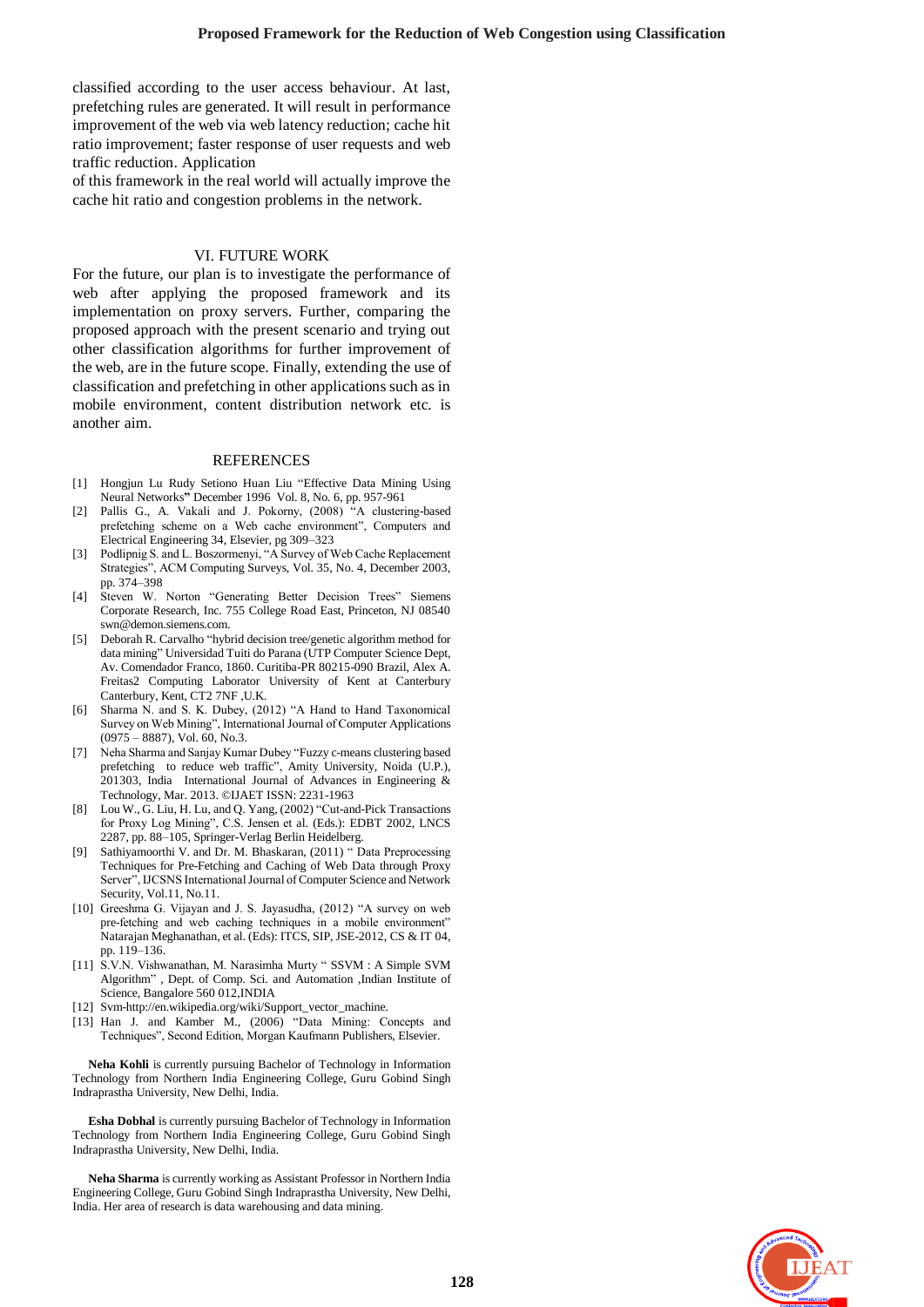classified according to the user access behaviour. At last, prefetching rules are generated. It will result in performance improvement of the web via web latency reduction; cache hit ratio improvement; faster response of user requests and web traffic reduction. Application of this framework in the real world will actually improve the cache hit ratio and congestion problems in the network.

## VI. FUTURE WORK

For the future, our plan is to investigate the performance of web after applying the proposed framework and its implementation on proxy servers. Further, comparing the proposed approach with the present scenario and trying out other classification algorithms for further improvement of the web, are in the future scope. Finally, extending the use of classification and prefetching in other applications such as in mobile environment, content distribution network etc. is another aim.

## REFERENCES

[1] Hongjun Lu Rudy Setiono Huan Liu "Effective Data Mining Using Neural Networks" December 1996 Vol. 8, No. 6, pp. 957-961

[2] Pallis G., A. Vakali and J. Pokorny, (2008) "A clustering-based prefetching scheme on a Web cache environment", Computers and Electrical Engineering 34, Elsevier, pg 309–323

[3] Podlipnig S. and L. Boszormenyi, "A Survey of Web Cache Replacement Strategies", ACM Computing Surveys, Vol. 35, No. 4, December 2003, pp. 374–398

[4] Steven W. Norton "Generating Better Decision Trees" Siemens Corporate Research, Inc. 755 College Road East, Princeton, NJ 08540 swn@demon.siemens.com.

[5] Deborah R. Carvalho "hybrid decision tree/genetic algorithm method for data mining" Universidad Tuiti do Parana (UTP Computer Science Dept, Av. Comendador Franco, 1860. Curitiba-PR 80215-090 Brazil, Alex A. Freitas2 Computing Laboratory University of Kent at Canterbury Canterbury, Kent, CT2 7NF ,U.K.

[6] Sharma N. and S. K. Dubey, (2012) "A Hand to Hand Taxonomical Survey on Web Mining", International Journal of Computer Applications (0975 – 8887), Vol. 60, No.3.

[7] Neha Sharma and Sanjay Kumar Dubey "Fuzzy c-means clustering based prefetching to reduce web traffic", Amity University, Noida (U.P.), 201303, India International Journal of Advances in Engineering & Technology, Mar. 2013. ©IJAET ISSN: 2231-1963

[8] Lou W., G. Liu, H. Lu, and Q. Yang, (2002) "Cut-and-Pick Transactions for Proxy Log Mining", C.S. Jensen et al. (Eds.): EDBT 2002, LNCS 2287, pp. 88–105, Springer-Verlag Berlin Heidelberg.

[9] Sathiyamoorthi V. and Dr. M. Bhaskaran, (2011) " Data Preprocessing Techniques for Pre-Fetching and Caching of Web Data through Proxy Server", IJCSNS International Journal of Computer Science and Network Security, Vol.11, No.11.

[10] Greeshma G. Vijayan and J. S. Jayasudha, (2012) "A survey on web pre-fetching and web caching techniques in a mobile environment" Natarajan Meghanathan, et al. (Eds): ITCS, SIP, JSE-2012, CS & IT 04, pp. 119–136.

[11] S.V.N. Vishwanathan, M. Narasimha Murty " SSVM : A Simple SVM Algorithm" , Dept. of Comp. Sci. and Automation ,Indian Institute of Science, Bangalore 560 012,INDIA

[12] Svm-http://en.wikipedia.org/wiki/Support_vector_machine.

[13] Han J. and Kamber M., (2006) "Data Mining: Concepts and Techniques", Second Edition, Morgan Kaufmann Publishers, Elsevier.

**Neha Kohli** is currently pursuing Bachelor of Technology in Information Technology from Northern India Engineering College, Guru Gobind Singh Indraprastha University, New Delhi, India.

**Esha Dobhal** is currently pursuing Bachelor of Technology in Information Technology from Northern India Engineering College, Guru Gobind Singh Indraprastha University, New Delhi, India.

**Neha Sharma** is currently working as Assistant Professor in Northern India Engineering College, Guru Gobind Singh Indraprastha University, New Delhi, India. Her area of research is data warehousing and data mining.